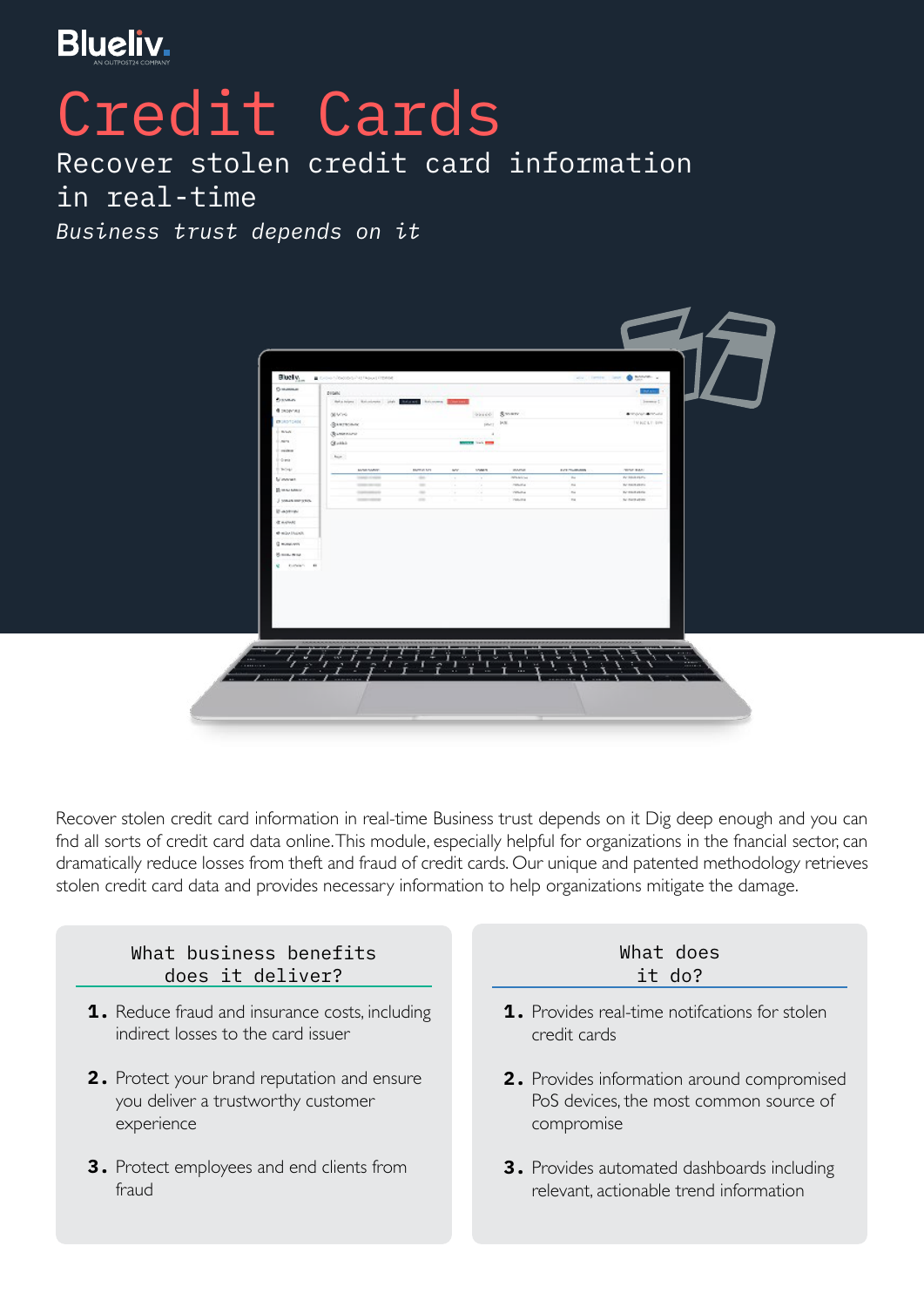Blueliv.
AN OUTPOST24 COMPANY

# Credit Cards

## Recover stolen credit card information in real-time

*Business trust depends on it*

Recover stolen credit card information in real-time Business trust depends on it Dig deep enough and you can fnd all sorts of credit card data online. This module, especially helpful for organizations in the fnancial sector, can dramatically reduce losses from theft and fraud of credit cards. Our unique and patented methodology retrieves stolen credit card data and provides necessary information to help organizations mitigate the damage.

### What business benefits does it deliver?

1. Reduce fraud and insurance costs, including indirect losses to the card issuer
2. Protect your brand reputation and ensure you deliver a trustworthy customer experience
3. Protect employees and end clients from fraud

### What does it do?

1. Provides real-time notifcations for stolen credit cards
2. Provides information around compromised PoS devices, the most common source of compromise
3. Provides automated dashboards including relevant, actionable trend information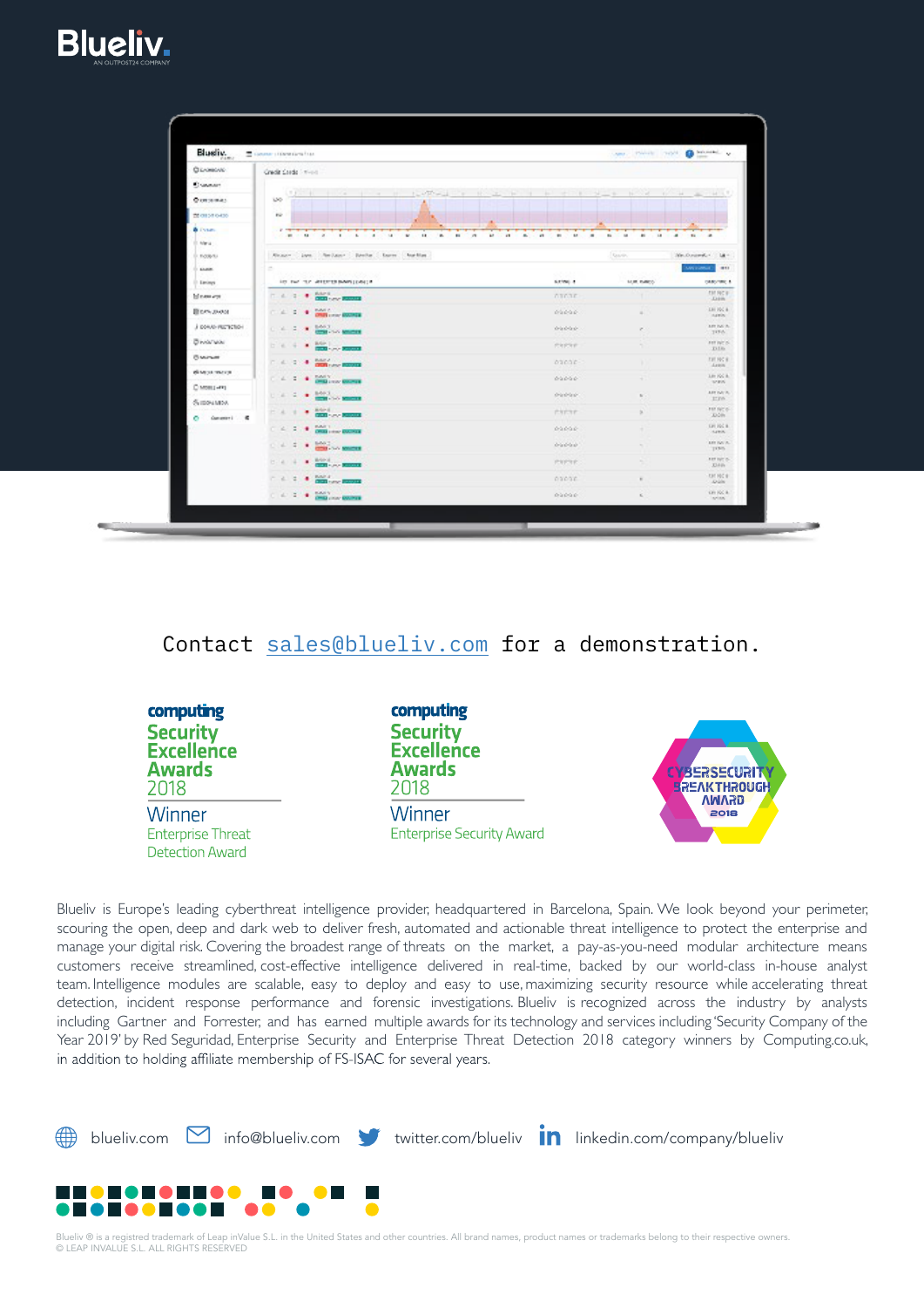Blueliv.
AN OUTPOST24 COMPANY

Contact sales@blueliv.com for a demonstration.

computing
Security Excellence Awards 2018
Winner
Enterprise Threat Detection Award

computing
Security Excellence Awards 2018
Winner
Enterprise Security Award

CYBERSECURITY BREAKTHROUGH AWARD 2018

Blueliv is Europe's leading cyberthreat intelligence provider, headquartered in Barcelona, Spain. We look beyond your perimeter, scouring the open, deep and dark web to deliver fresh, automated and actionable threat intelligence to protect the enterprise and manage your digital risk. Covering the broadest range of threats on the market, a pay-as-you-need modular architecture means customers receive streamlined, cost-effective intelligence delivered in real-time, backed by our world-class in-house analyst team. Intelligence modules are scalable, easy to deploy and easy to use, maximizing security resource while accelerating threat detection, incident response performance and forensic investigations. Blueliv is recognized across the industry by analysts including Gartner and Forrester, and has earned multiple awards for its technology and services including 'Security Company of the Year 2019' by Red Seguridad, Enterprise Security and Enterprise Threat Detection 2018 category winners by Computing.co.uk, in addition to holding affiliate membership of FS-ISAC for several years.

blueliv.com | info@blueliv.com | twitter.com/blueliv | linkedin.com/company/blueliv

Blueliv ® is a registred trademark of Leap inValue S.L. in the United States and other countries. All brand names, product names or trademarks belong to their respective owners.
© LEAP INVALUE S.L. ALL RIGHTS RESERVED